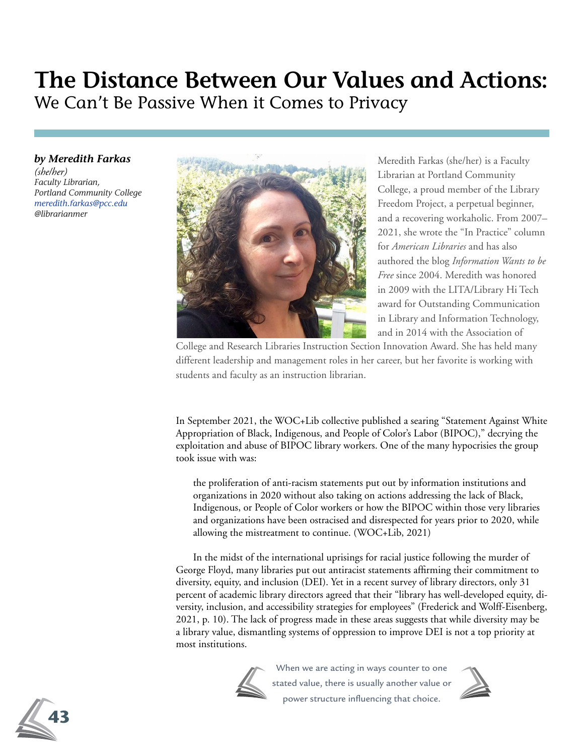# The Distance Between Our Values and Actions:
## We Can't Be Passive When it Comes to Privacy

***by Meredith Farkas***
*(she/her)*
*Faculty Librarian,*
*Portland Community College*
*meredith.farkas@pcc.edu*
*@librarianmer*

Meredith Farkas (she/her) is a Faculty Librarian at Portland Community College, a proud member of the Library Freedom Project, a perpetual beginner, and a recovering workaholic. From 2007–2021, she wrote the "In Practice" column for *American Libraries* and has also authored the blog *Information Wants to be Free* since 2004. Meredith was honored in 2009 with the LITA/Library Hi Tech award for Outstanding Communication in Library and Information Technology, and in 2014 with the Association of College and Research Libraries Instruction Section Innovation Award. She has held many different leadership and management roles in her career, but her favorite is working with students and faculty as an instruction librarian.

In September 2021, the WOC+Lib collective published a searing "Statement Against White Appropriation of Black, Indigenous, and People of Color's Labor (BIPOC)," decrying the exploitation and abuse of BIPOC library workers. One of the many hypocrisies the group took issue with was:

> the proliferation of anti-racism statements put out by information institutions and organizations in 2020 without also taking on actions addressing the lack of Black, Indigenous, or People of Color workers or how the BIPOC within those very libraries and organizations have been ostracised and disrespected for years prior to 2020, while allowing the mistreatment to continue. (WOC+Lib, 2021)

In the midst of the international uprisings for racial justice following the murder of George Floyd, many libraries put out antiracist statements affirming their commitment to diversity, equity, and inclusion (DEI). Yet in a recent survey of library directors, only 31 percent of academic library directors agreed that their "library has well-developed equity, diversity, inclusion, and accessibility strategies for employees" (Frederick and Wolff-Eisenberg, 2021, p. 10). The lack of progress made in these areas suggests that while diversity may be a library value, dismantling systems of oppression to improve DEI is not a top priority at most institutions.

> When we are acting in ways counter to one stated value, there is usually another value or power structure influencing that choice.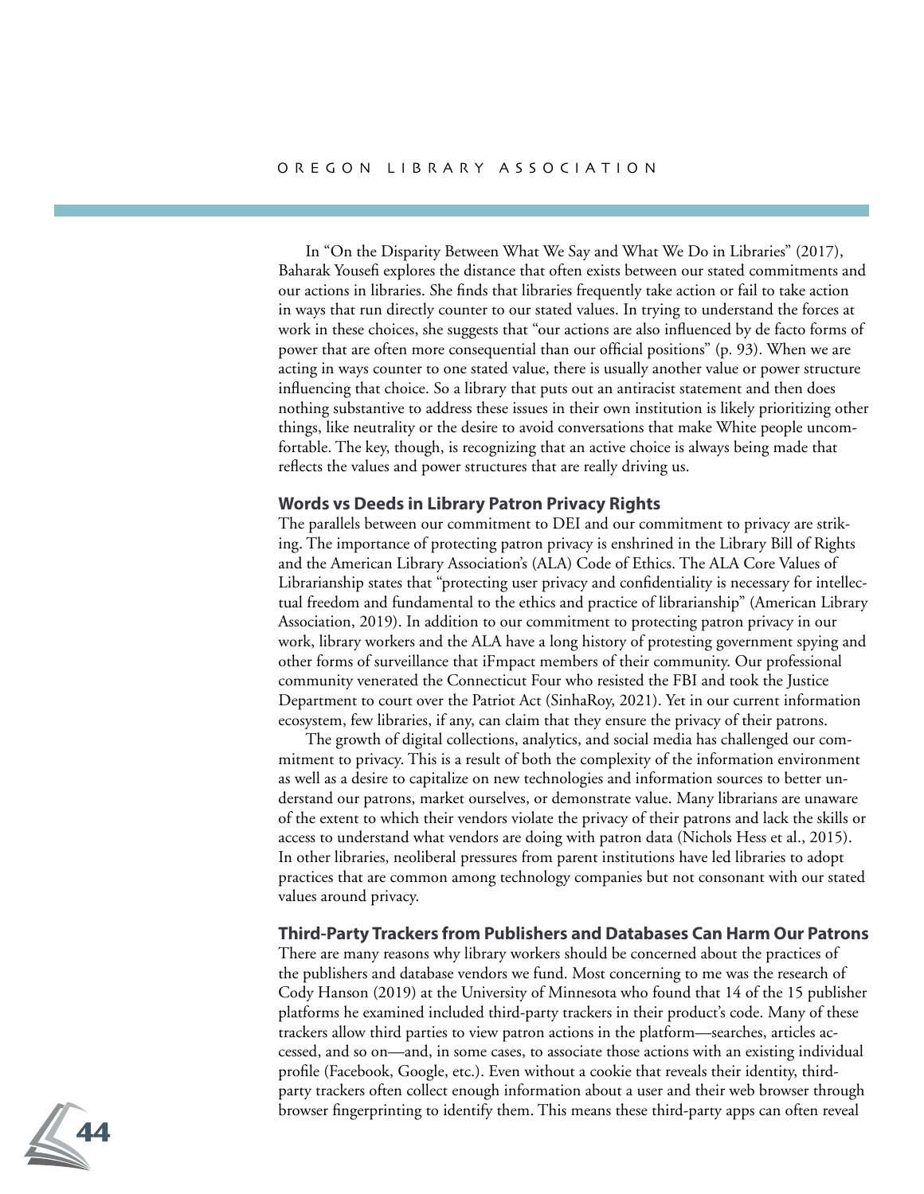In "On the Disparity Between What We Say and What We Do in Libraries" (2017), Baharak Yousefi explores the distance that often exists between our stated commitments and our actions in libraries. She finds that libraries frequently take action or fail to take action in ways that run directly counter to our stated values. In trying to understand the forces at work in these choices, she suggests that "our actions are also influenced by de facto forms of power that are often more consequential than our official positions" (p. 93). When we are acting in ways counter to one stated value, there is usually another value or power structure influencing that choice. So a library that puts out an antiracist statement and then does nothing substantive to address these issues in their own institution is likely prioritizing other things, like neutrality or the desire to avoid conversations that make White people uncomfortable. The key, though, is recognizing that an active choice is always being made that reflects the values and power structures that are really driving us.

### Words vs Deeds in Library Patron Privacy Rights

The parallels between our commitment to DEI and our commitment to privacy are striking. The importance of protecting patron privacy is enshrined in the Library Bill of Rights and the American Library Association's (ALA) Code of Ethics. The ALA Core Values of Librarianship states that "protecting user privacy and confidentiality is necessary for intellectual freedom and fundamental to the ethics and practice of librarianship" (American Library Association, 2019). In addition to our commitment to protecting patron privacy in our work, library workers and the ALA have a long history of protesting government spying and other forms of surveillance that iFmpact members of their community. Our professional community venerated the Connecticut Four who resisted the FBI and took the Justice Department to court over the Patriot Act (SinhaRoy, 2021). Yet in our current information ecosystem, few libraries, if any, can claim that they ensure the privacy of their patrons.

The growth of digital collections, analytics, and social media has challenged our commitment to privacy. This is a result of both the complexity of the information environment as well as a desire to capitalize on new technologies and information sources to better understand our patrons, market ourselves, or demonstrate value. Many librarians are unaware of the extent to which their vendors violate the privacy of their patrons and lack the skills or access to understand what vendors are doing with patron data (Nichols Hess et al., 2015). In other libraries, neoliberal pressures from parent institutions have led libraries to adopt practices that are common among technology companies but not consonant with our stated values around privacy.

### Third-Party Trackers from Publishers and Databases Can Harm Our Patrons

There are many reasons why library workers should be concerned about the practices of the publishers and database vendors we fund. Most concerning to me was the research of Cody Hanson (2019) at the University of Minnesota who found that 14 of the 15 publisher platforms he examined included third-party trackers in their product's code. Many of these trackers allow third parties to view patron actions in the platform—searches, articles accessed, and so on—and, in some cases, to associate those actions with an existing individual profile (Facebook, Google, etc.). Even without a cookie that reveals their identity, third-party trackers often collect enough information about a user and their web browser through browser fingerprinting to identify them. This means these third-party apps can often reveal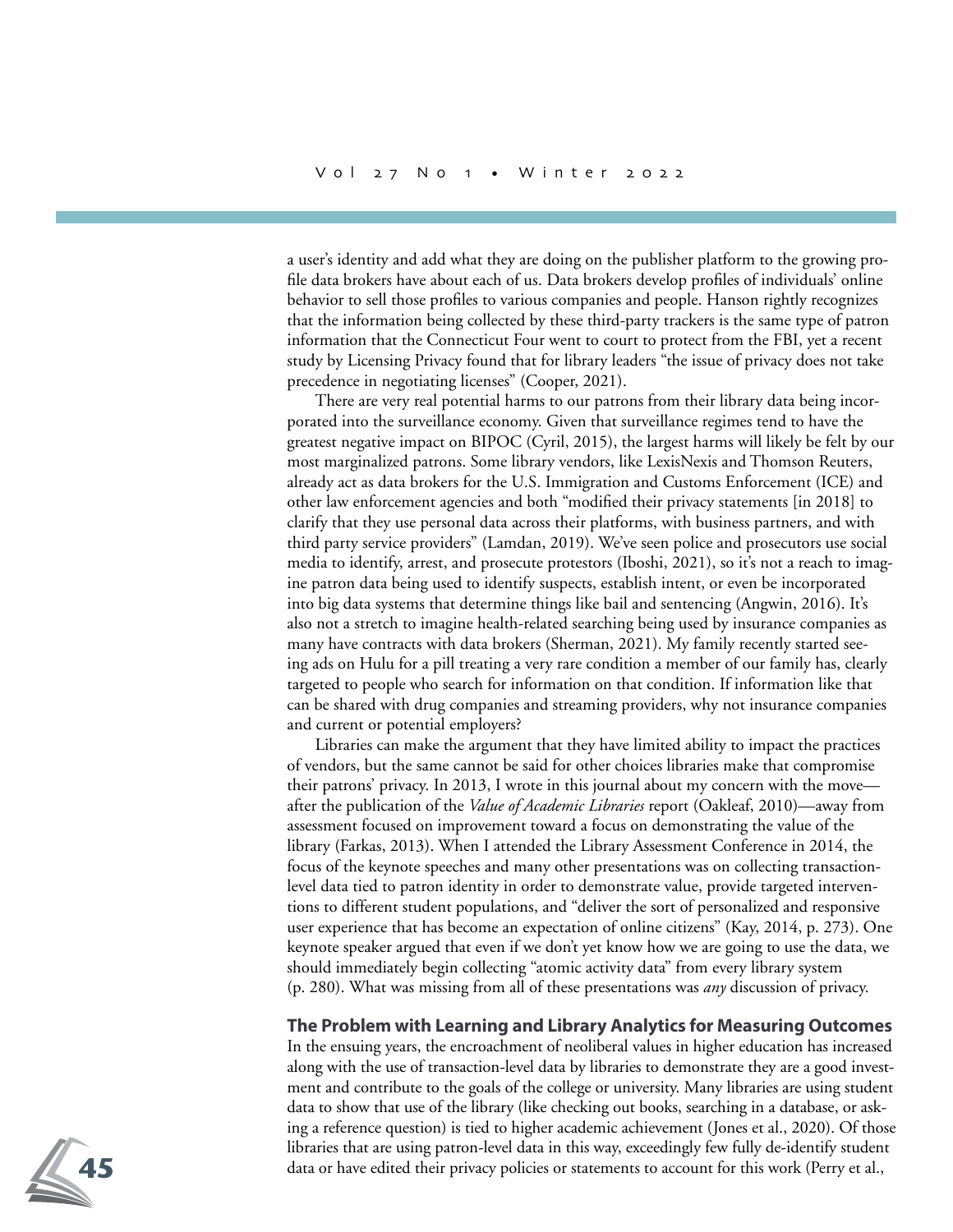a user's identity and add what they are doing on the publisher platform to the growing profile data brokers have about each of us. Data brokers develop profiles of individuals' online behavior to sell those profiles to various companies and people. Hanson rightly recognizes that the information being collected by these third-party trackers is the same type of patron information that the Connecticut Four went to court to protect from the FBI, yet a recent study by Licensing Privacy found that for library leaders "the issue of privacy does not take precedence in negotiating licenses" (Cooper, 2021).

There are very real potential harms to our patrons from their library data being incorporated into the surveillance economy. Given that surveillance regimes tend to have the greatest negative impact on BIPOC (Cyril, 2015), the largest harms will likely be felt by our most marginalized patrons. Some library vendors, like LexisNexis and Thomson Reuters, already act as data brokers for the U.S. Immigration and Customs Enforcement (ICE) and other law enforcement agencies and both "modified their privacy statements [in 2018] to clarify that they use personal data across their platforms, with business partners, and with third party service providers" (Lamdan, 2019). We've seen police and prosecutors use social media to identify, arrest, and prosecute protestors (Iboshi, 2021), so it's not a reach to imagine patron data being used to identify suspects, establish intent, or even be incorporated into big data systems that determine things like bail and sentencing (Angwin, 2016). It's also not a stretch to imagine health-related searching being used by insurance companies as many have contracts with data brokers (Sherman, 2021). My family recently started seeing ads on Hulu for a pill treating a very rare condition a member of our family has, clearly targeted to people who search for information on that condition. If information like that can be shared with drug companies and streaming providers, why not insurance companies and current or potential employers?

Libraries can make the argument that they have limited ability to impact the practices of vendors, but the same cannot be said for other choices libraries make that compromise their patrons' privacy. In 2013, I wrote in this journal about my concern with the move—after the publication of the *Value of Academic Libraries* report (Oakleaf, 2010)—away from assessment focused on improvement toward a focus on demonstrating the value of the library (Farkas, 2013). When I attended the Library Assessment Conference in 2014, the focus of the keynote speeches and many other presentations was on collecting transaction-level data tied to patron identity in order to demonstrate value, provide targeted interventions to different student populations, and "deliver the sort of personalized and responsive user experience that has become an expectation of online citizens" (Kay, 2014, p. 273). One keynote speaker argued that even if we don't yet know how we are going to use the data, we should immediately begin collecting "atomic activity data" from every library system (p. 280). What was missing from all of these presentations was *any* discussion of privacy.

## The Problem with Learning and Library Analytics for Measuring Outcomes

In the ensuing years, the encroachment of neoliberal values in higher education has increased along with the use of transaction-level data by libraries to demonstrate they are a good investment and contribute to the goals of the college or university. Many libraries are using student data to show that use of the library (like checking out books, searching in a database, or asking a reference question) is tied to higher academic achievement (Jones et al., 2020). Of those libraries that are using patron-level data in this way, exceedingly few fully de-identify student data or have edited their privacy policies or statements to account for this work (Perry et al.,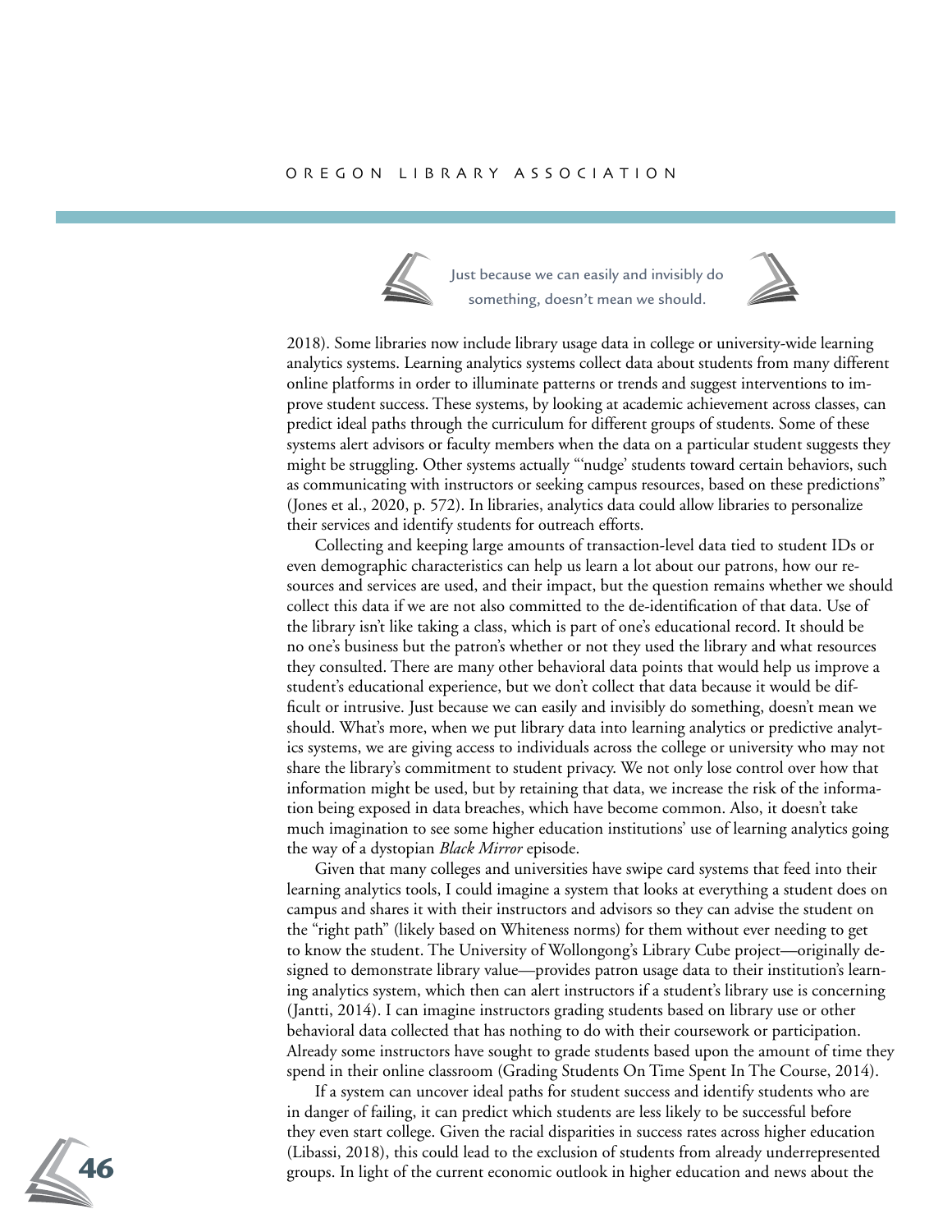> Just because we can easily and invisibly do something, doesn't mean we should.

2018). Some libraries now include library usage data in college or university-wide learning analytics systems. Learning analytics systems collect data about students from many different online platforms in order to illuminate patterns or trends and suggest interventions to improve student success. These systems, by looking at academic achievement across classes, can predict ideal paths through the curriculum for different groups of students. Some of these systems alert advisors or faculty members when the data on a particular student suggests they might be struggling. Other systems actually "'nudge' students toward certain behaviors, such as communicating with instructors or seeking campus resources, based on these predictions" (Jones et al., 2020, p. 572). In libraries, analytics data could allow libraries to personalize their services and identify students for outreach efforts.

Collecting and keeping large amounts of transaction-level data tied to student IDs or even demographic characteristics can help us learn a lot about our patrons, how our resources and services are used, and their impact, but the question remains whether we should collect this data if we are not also committed to the de-identification of that data. Use of the library isn't like taking a class, which is part of one's educational record. It should be no one's business but the patron's whether or not they used the library and what resources they consulted. There are many other behavioral data points that would help us improve a student's educational experience, but we don't collect that data because it would be difficult or intrusive. Just because we can easily and invisibly do something, doesn't mean we should. What's more, when we put library data into learning analytics or predictive analytics systems, we are giving access to individuals across the college or university who may not share the library's commitment to student privacy. We not only lose control over how that information might be used, but by retaining that data, we increase the risk of the information being exposed in data breaches, which have become common. Also, it doesn't take much imagination to see some higher education institutions' use of learning analytics going the way of a dystopian *Black Mirror* episode.

Given that many colleges and universities have swipe card systems that feed into their learning analytics tools, I could imagine a system that looks at everything a student does on campus and shares it with their instructors and advisors so they can advise the student on the "right path" (likely based on Whiteness norms) for them without ever needing to get to know the student. The University of Wollongong's Library Cube project—originally designed to demonstrate library value—provides patron usage data to their institution's learning analytics system, which then can alert instructors if a student's library use is concerning (Jantti, 2014). I can imagine instructors grading students based on library use or other behavioral data collected that has nothing to do with their coursework or participation. Already some instructors have sought to grade students based upon the amount of time they spend in their online classroom (Grading Students On Time Spent In The Course, 2014).

If a system can uncover ideal paths for student success and identify students who are in danger of failing, it can predict which students are less likely to be successful before they even start college. Given the racial disparities in success rates across higher education (Libassi, 2018), this could lead to the exclusion of students from already underrepresented groups. In light of the current economic outlook in higher education and news about the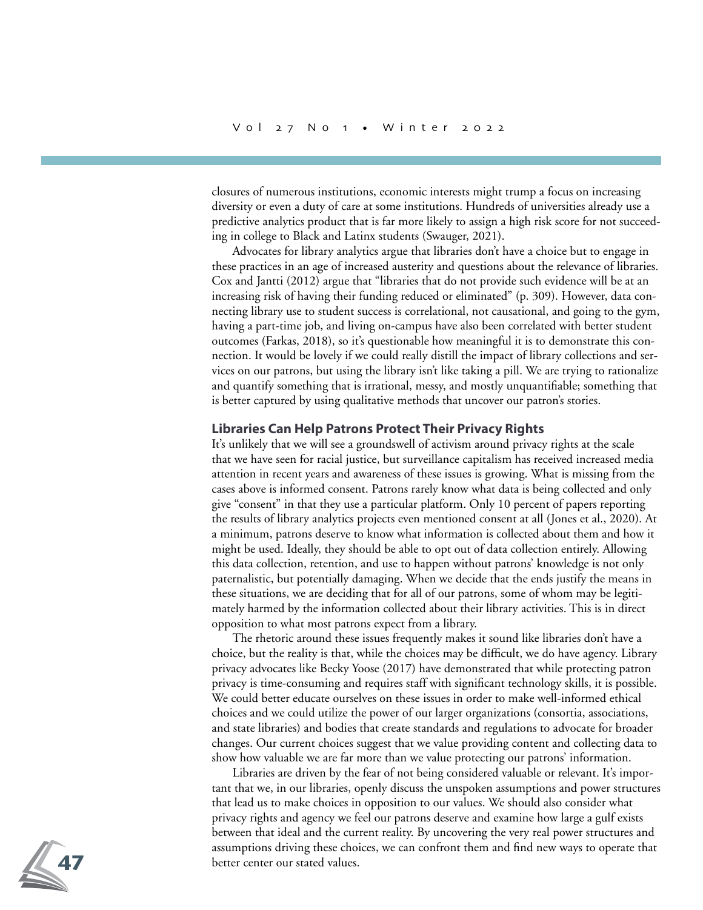closures of numerous institutions, economic interests might trump a focus on increasing diversity or even a duty of care at some institutions. Hundreds of universities already use a predictive analytics product that is far more likely to assign a high risk score for not succeeding in college to Black and Latinx students (Swauger, 2021).

Advocates for library analytics argue that libraries don't have a choice but to engage in these practices in an age of increased austerity and questions about the relevance of libraries. Cox and Jantti (2012) argue that "libraries that do not provide such evidence will be at an increasing risk of having their funding reduced or eliminated" (p. 309). However, data connecting library use to student success is correlational, not causational, and going to the gym, having a part-time job, and living on-campus have also been correlated with better student outcomes (Farkas, 2018), so it's questionable how meaningful it is to demonstrate this connection. It would be lovely if we could really distill the impact of library collections and services on our patrons, but using the library isn't like taking a pill. We are trying to rationalize and quantify something that is irrational, messy, and mostly unquantifiable; something that is better captured by using qualitative methods that uncover our patron's stories.

## Libraries Can Help Patrons Protect Their Privacy Rights

It's unlikely that we will see a groundswell of activism around privacy rights at the scale that we have seen for racial justice, but surveillance capitalism has received increased media attention in recent years and awareness of these issues is growing. What is missing from the cases above is informed consent. Patrons rarely know what data is being collected and only give "consent" in that they use a particular platform. Only 10 percent of papers reporting the results of library analytics projects even mentioned consent at all (Jones et al., 2020). At a minimum, patrons deserve to know what information is collected about them and how it might be used. Ideally, they should be able to opt out of data collection entirely. Allowing this data collection, retention, and use to happen without patrons' knowledge is not only paternalistic, but potentially damaging. When we decide that the ends justify the means in these situations, we are deciding that for all of our patrons, some of whom may be legitimately harmed by the information collected about their library activities. This is in direct opposition to what most patrons expect from a library.

The rhetoric around these issues frequently makes it sound like libraries don't have a choice, but the reality is that, while the choices may be difficult, we do have agency. Library privacy advocates like Becky Yoose (2017) have demonstrated that while protecting patron privacy is time-consuming and requires staff with significant technology skills, it is possible. We could better educate ourselves on these issues in order to make well-informed ethical choices and we could utilize the power of our larger organizations (consortia, associations, and state libraries) and bodies that create standards and regulations to advocate for broader changes. Our current choices suggest that we value providing content and collecting data to show how valuable we are far more than we value protecting our patrons' information.

Libraries are driven by the fear of not being considered valuable or relevant. It's important that we, in our libraries, openly discuss the unspoken assumptions and power structures that lead us to make choices in opposition to our values. We should also consider what privacy rights and agency we feel our patrons deserve and examine how large a gulf exists between that ideal and the current reality. By uncovering the very real power structures and assumptions driving these choices, we can confront them and find new ways to operate that better center our stated values.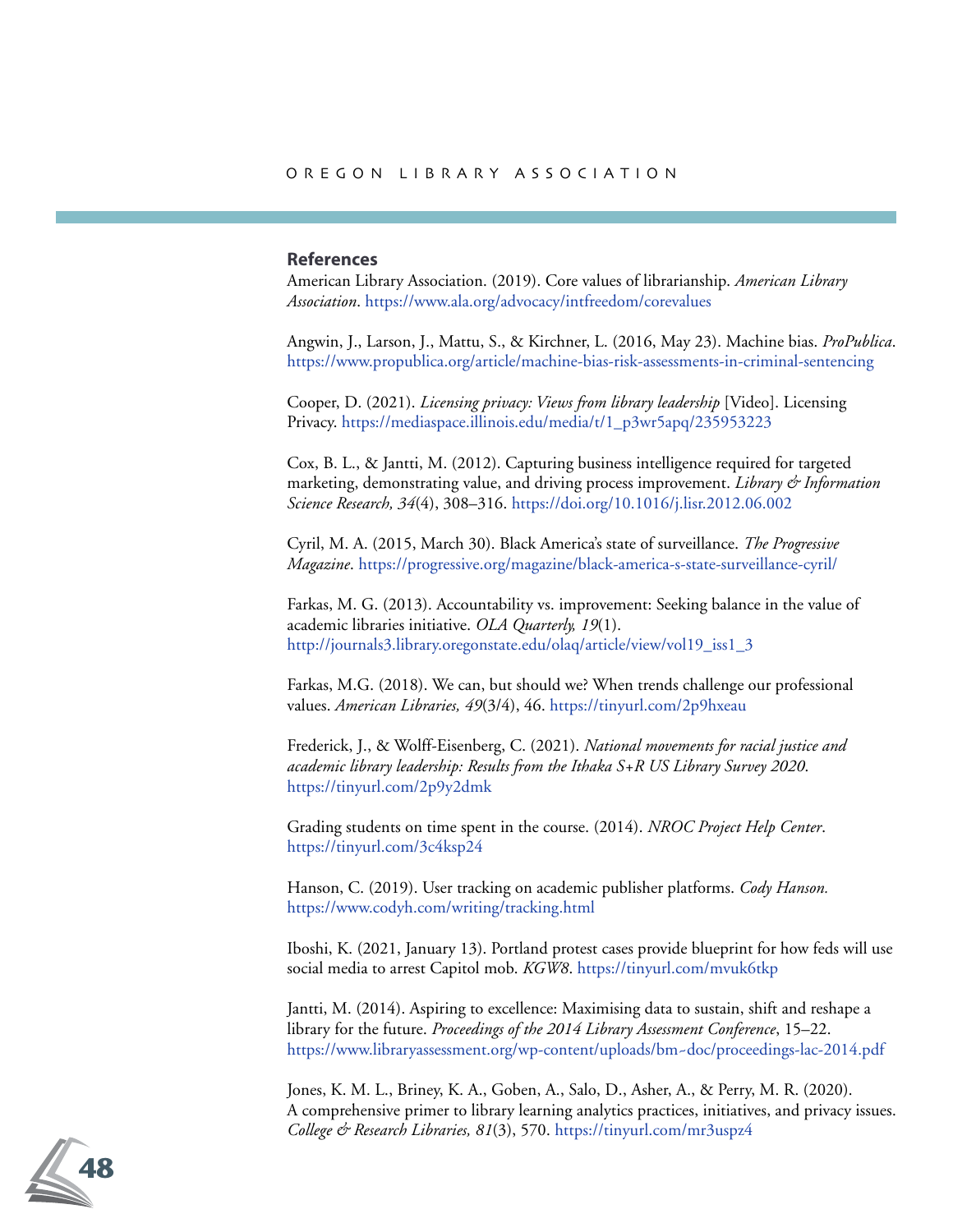## References

American Library Association. (2019). Core values of librarianship. *American Library Association*. https://www.ala.org/advocacy/intfreedom/corevalues

Angwin, J., Larson, J., Mattu, S., & Kirchner, L. (2016, May 23). Machine bias. *ProPublica*. https://www.propublica.org/article/machine-bias-risk-assessments-in-criminal-sentencing

Cooper, D. (2021). *Licensing privacy: Views from library leadership* [Video]. Licensing Privacy. https://mediaspace.illinois.edu/media/t/1_p3wr5apq/235953223

Cox, B. L., & Jantti, M. (2012). Capturing business intelligence required for targeted marketing, demonstrating value, and driving process improvement. *Library & Information Science Research, 34*(4), 308–316. https://doi.org/10.1016/j.lisr.2012.06.002

Cyril, M. A. (2015, March 30). Black America's state of surveillance. *The Progressive Magazine*. https://progressive.org/magazine/black-america-s-state-surveillance-cyril/

Farkas, M. G. (2013). Accountability vs. improvement: Seeking balance in the value of academic libraries initiative. *OLA Quarterly, 19*(1). http://journals3.library.oregonstate.edu/olaq/article/view/vol19_iss1_3

Farkas, M.G. (2018). We can, but should we? When trends challenge our professional values. *American Libraries, 49*(3/4), 46. https://tinyurl.com/2p9hxeau

Frederick, J., & Wolff-Eisenberg, C. (2021). *National movements for racial justice and academic library leadership: Results from the Ithaka S+R US Library Survey 2020*. https://tinyurl.com/2p9y2dmk

Grading students on time spent in the course. (2014). *NROC Project Help Center*. https://tinyurl.com/3c4ksp24

Hanson, C. (2019). User tracking on academic publisher platforms. *Cody Hanson.* https://www.codyh.com/writing/tracking.html

Iboshi, K. (2021, January 13). Portland protest cases provide blueprint for how feds will use social media to arrest Capitol mob. *KGW8*. https://tinyurl.com/mvuk6tkp

Jantti, M. (2014). Aspiring to excellence: Maximising data to sustain, shift and reshape a library for the future. *Proceedings of the 2014 Library Assessment Conference*, 15–22. https://www.libraryassessment.org/wp-content/uploads/bm~doc/proceedings-lac-2014.pdf

Jones, K. M. L., Briney, K. A., Goben, A., Salo, D., Asher, A., & Perry, M. R. (2020). A comprehensive primer to library learning analytics practices, initiatives, and privacy issues. *College & Research Libraries, 81*(3), 570. https://tinyurl.com/mr3uspz4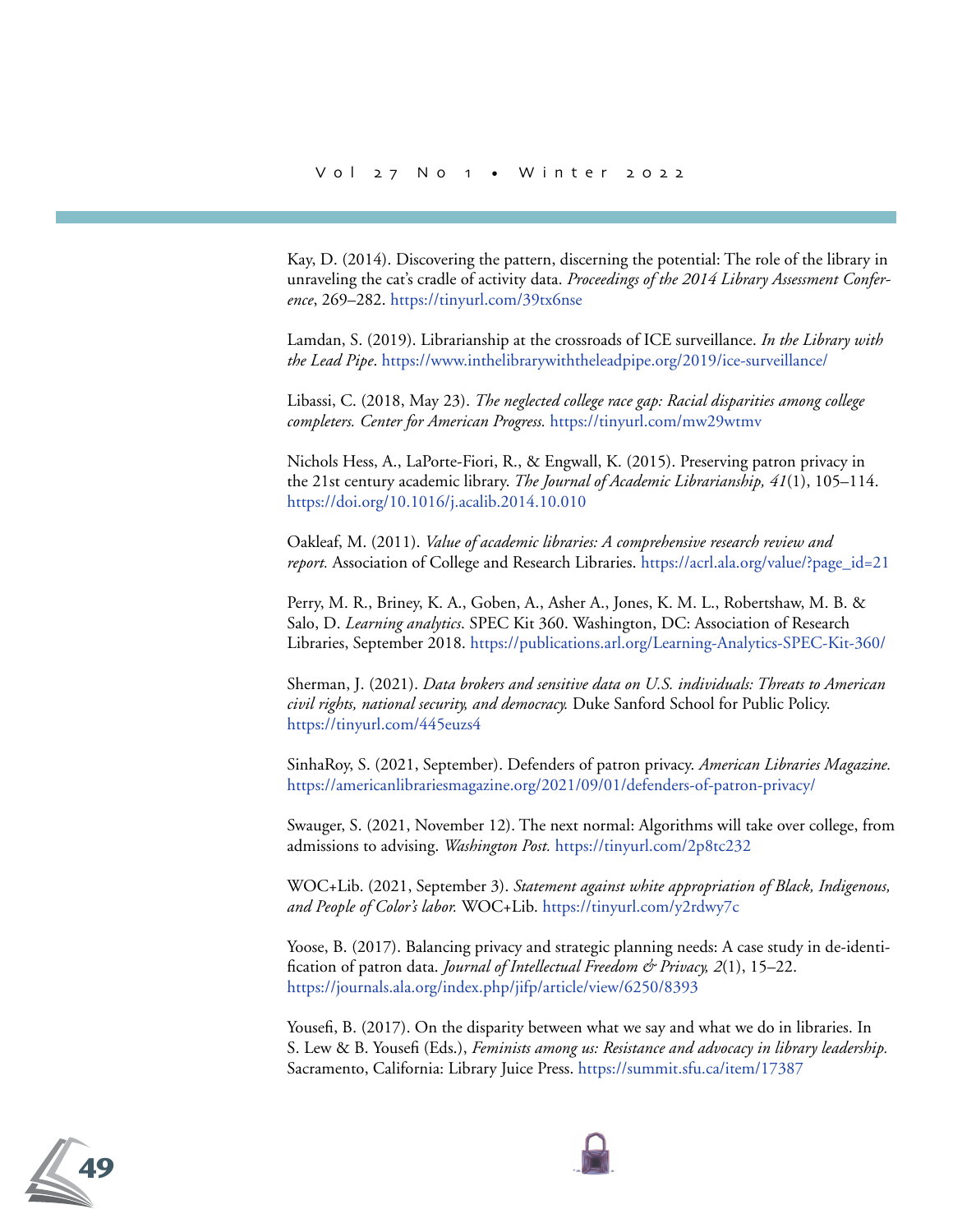Kay, D. (2014). Discovering the pattern, discerning the potential: The role of the library in unraveling the cat's cradle of activity data. *Proceedings of the 2014 Library Assessment Conference*, 269–282. https://tinyurl.com/39tx6nse

Lamdan, S. (2019). Librarianship at the crossroads of ICE surveillance. *In the Library with the Lead Pipe*. https://www.inthelibrarywiththeleadpipe.org/2019/ice-surveillance/

Libassi, C. (2018, May 23). *The neglected college race gap: Racial disparities among college completers. Center for American Progress.* https://tinyurl.com/mw29wtmv

Nichols Hess, A., LaPorte-Fiori, R., & Engwall, K. (2015). Preserving patron privacy in the 21st century academic library. *The Journal of Academic Librarianship, 41*(1), 105–114. https://doi.org/10.1016/j.acalib.2014.10.010

Oakleaf, M. (2011). *Value of academic libraries: A comprehensive research review and report.* Association of College and Research Libraries. https://acrl.ala.org/value/?page_id=21

Perry, M. R., Briney, K. A., Goben, A., Asher A., Jones, K. M. L., Robertshaw, M. B. & Salo, D. *Learning analytics*. SPEC Kit 360. Washington, DC: Association of Research Libraries, September 2018. https://publications.arl.org/Learning-Analytics-SPEC-Kit-360/

Sherman, J. (2021). *Data brokers and sensitive data on U.S. individuals: Threats to American civil rights, national security, and democracy.* Duke Sanford School for Public Policy. https://tinyurl.com/445euzs4

SinhaRoy, S. (2021, September). Defenders of patron privacy. *American Libraries Magazine.* https://americanlibrariesmagazine.org/2021/09/01/defenders-of-patron-privacy/

Swauger, S. (2021, November 12). The next normal: Algorithms will take over college, from admissions to advising. *Washington Post.* https://tinyurl.com/2p8tc232

WOC+Lib. (2021, September 3). *Statement against white appropriation of Black, Indigenous, and People of Color's labor.* WOC+Lib. https://tinyurl.com/y2rdwy7c

Yoose, B. (2017). Balancing privacy and strategic planning needs: A case study in de-identification of patron data. *Journal of Intellectual Freedom & Privacy, 2*(1), 15–22. https://journals.ala.org/index.php/jifp/article/view/6250/8393

Yousefi, B. (2017). On the disparity between what we say and what we do in libraries. In S. Lew & B. Yousefi (Eds.), *Feminists among us: Resistance and advocacy in library leadership.* Sacramento, California: Library Juice Press. https://summit.sfu.ca/item/17387